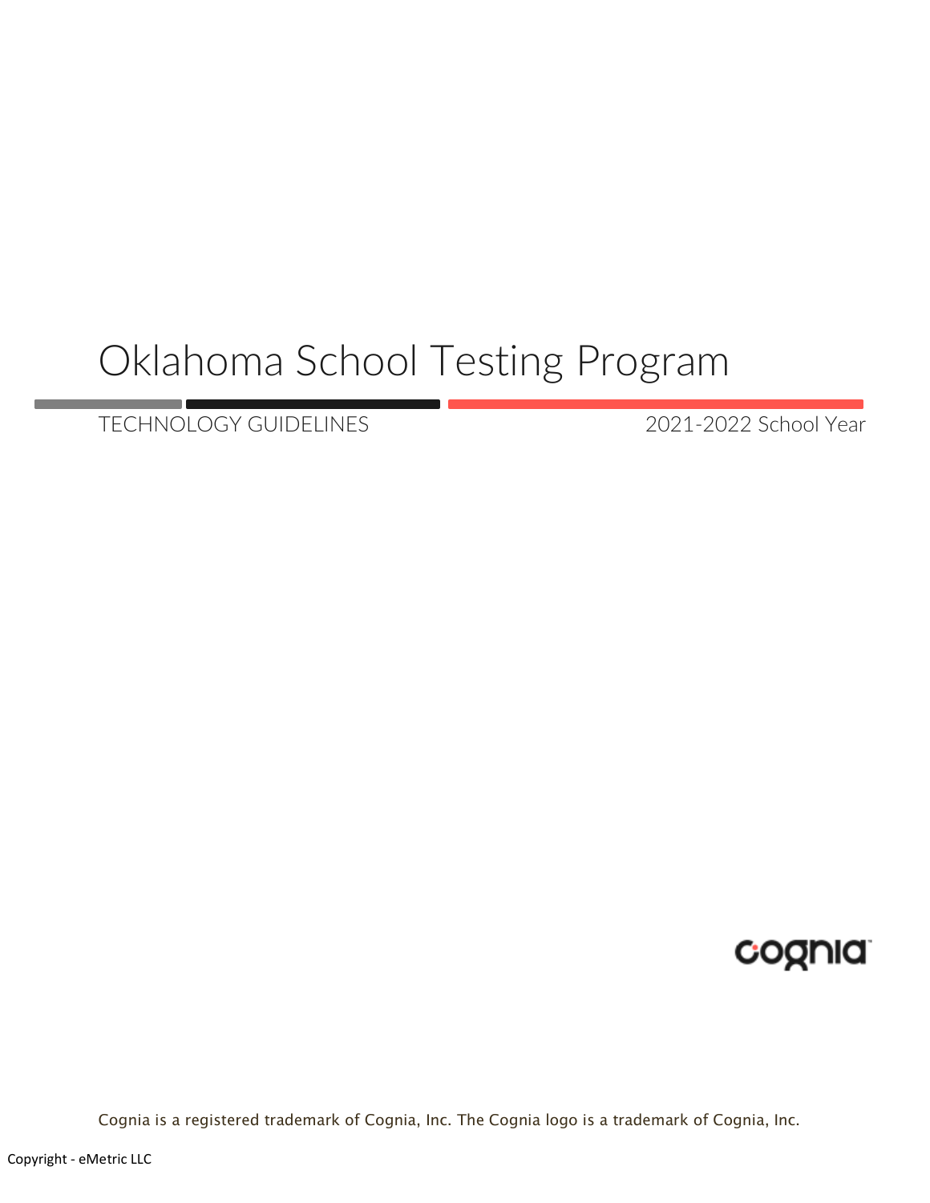# Oklahoma School Testing Program

TECHNOLOGY GUIDELINES

2021-2022 School Year

Cognia is a registered trademark of Cognia, Inc. The Cognia logo is a trademark of Cognia, Inc.

Copyright - eMetric LLC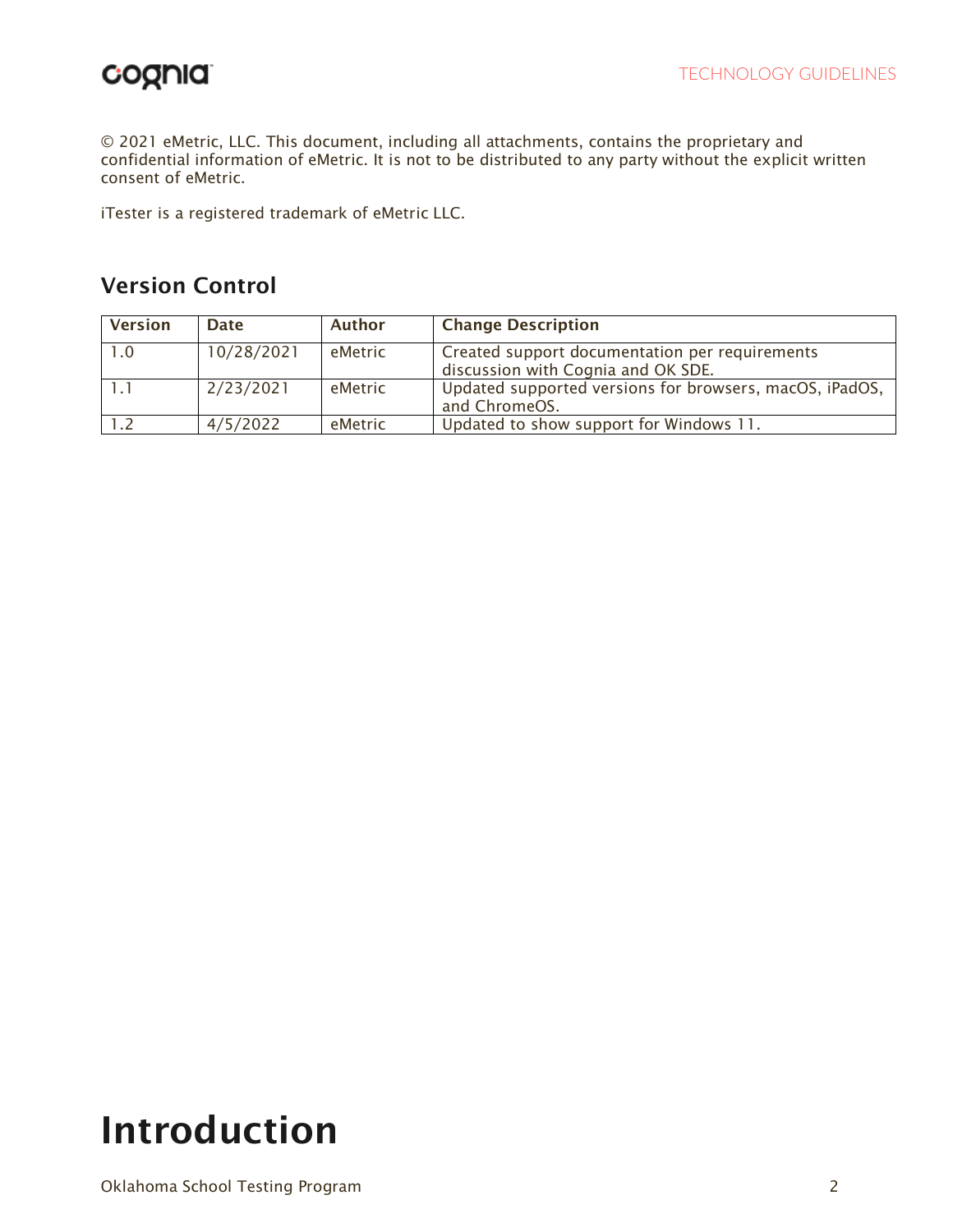© 2021 eMetric, LLC. This document, including all attachments, contains the proprietary and confidential information of eMetric. It is not to be distributed to any party without the explicit written consent of eMetric.

iTester is a registered trademark of eMetric LLC.

## Version Control

| Version | Date | Author | Change Description |
|---|---|---|---|
| 1.0 | 10/28/2021 | eMetric | Created support documentation per requirements discussion with Cognia and OK SDE. |
| 1.1 | 2/23/2021 | eMetric | Updated supported versions for browsers, macOS, iPadOS, and ChromeOS. |
| 1.2 | 4/5/2022 | eMetric | Updated to show support for Windows 11. |

# Introduction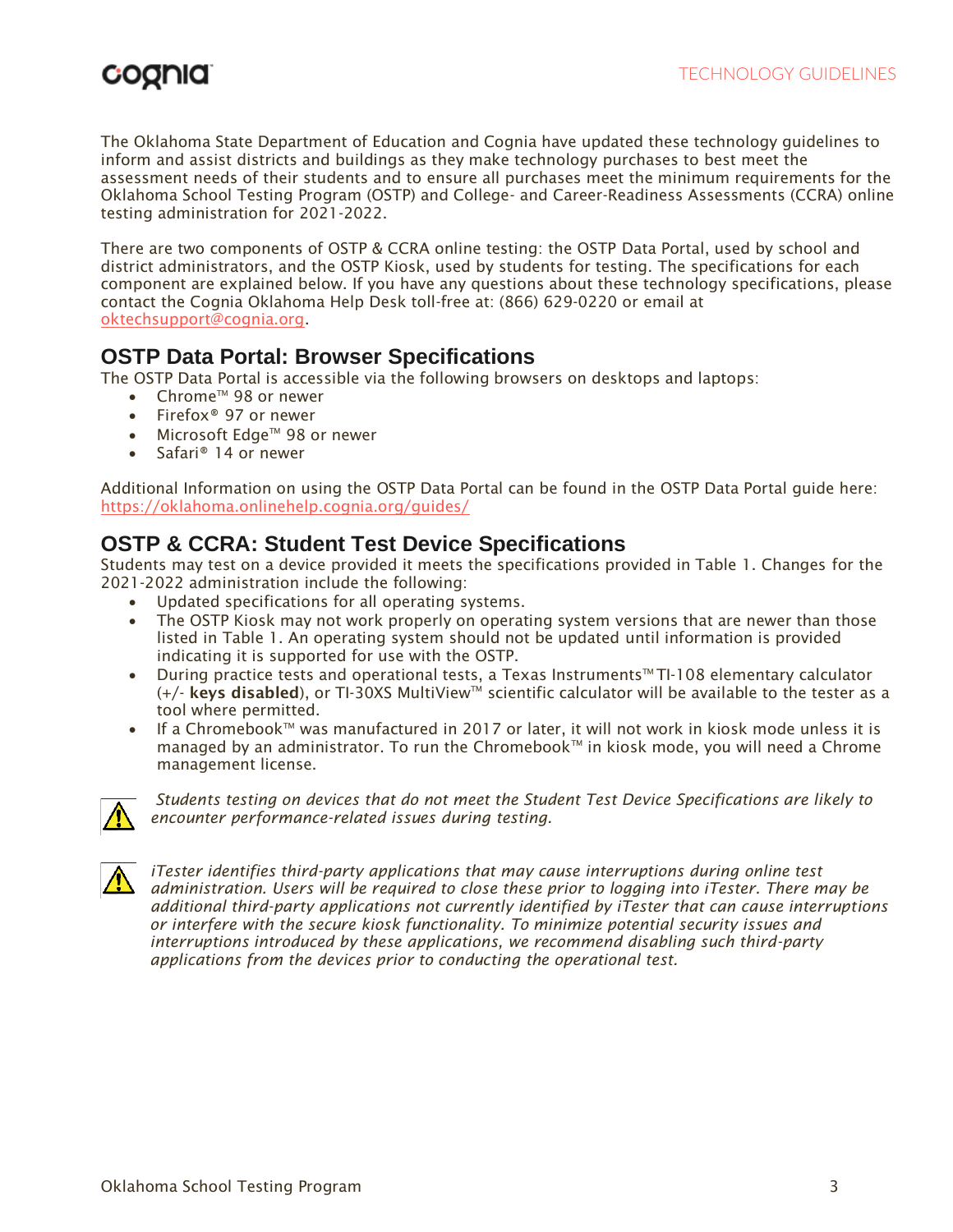The Oklahoma State Department of Education and Cognia have updated these technology guidelines to inform and assist districts and buildings as they make technology purchases to best meet the assessment needs of their students and to ensure all purchases meet the minimum requirements for the Oklahoma School Testing Program (OSTP) and College- and Career-Readiness Assessments (CCRA) online testing administration for 2021-2022.

There are two components of OSTP & CCRA online testing: the OSTP Data Portal, used by school and district administrators, and the OSTP Kiosk, used by students for testing. The specifications for each component are explained below. If you have any questions about these technology specifications, please contact the Cognia Oklahoma Help Desk toll-free at: (866) 629-0220 or email at oktechsupport@cognia.org.

## OSTP Data Portal: Browser Specifications

The OSTP Data Portal is accessible via the following browsers on desktops and laptops:

- Chrome™ 98 or newer
- Firefox® 97 or newer
- Microsoft Edge™ 98 or newer
- Safari® 14 or newer

Additional Information on using the OSTP Data Portal can be found in the OSTP Data Portal guide here: https://oklahoma.onlinehelp.cognia.org/guides/

## OSTP & CCRA: Student Test Device Specifications

Students may test on a device provided it meets the specifications provided in Table 1. Changes for the 2021-2022 administration include the following:

- Updated specifications for all operating systems.
- The OSTP Kiosk may not work properly on operating system versions that are newer than those listed in Table 1. An operating system should not be updated until information is provided indicating it is supported for use with the OSTP.
- During practice tests and operational tests, a Texas Instruments™ TI-108 elementary calculator (+/- **keys disabled**), or TI-30XS MultiView™ scientific calculator will be available to the tester as a tool where permitted.
- If a Chromebook™ was manufactured in 2017 or later, it will not work in kiosk mode unless it is managed by an administrator. To run the Chromebook™ in kiosk mode, you will need a Chrome management license.

⚠ *Students testing on devices that do not meet the Student Test Device Specifications are likely to encounter performance-related issues during testing.*

⚠ *iTester identifies third-party applications that may cause interruptions during online test administration. Users will be required to close these prior to logging into iTester. There may be additional third-party applications not currently identified by iTester that can cause interruptions or interfere with the secure kiosk functionality. To minimize potential security issues and interruptions introduced by these applications, we recommend disabling such third-party applications from the devices prior to conducting the operational test.*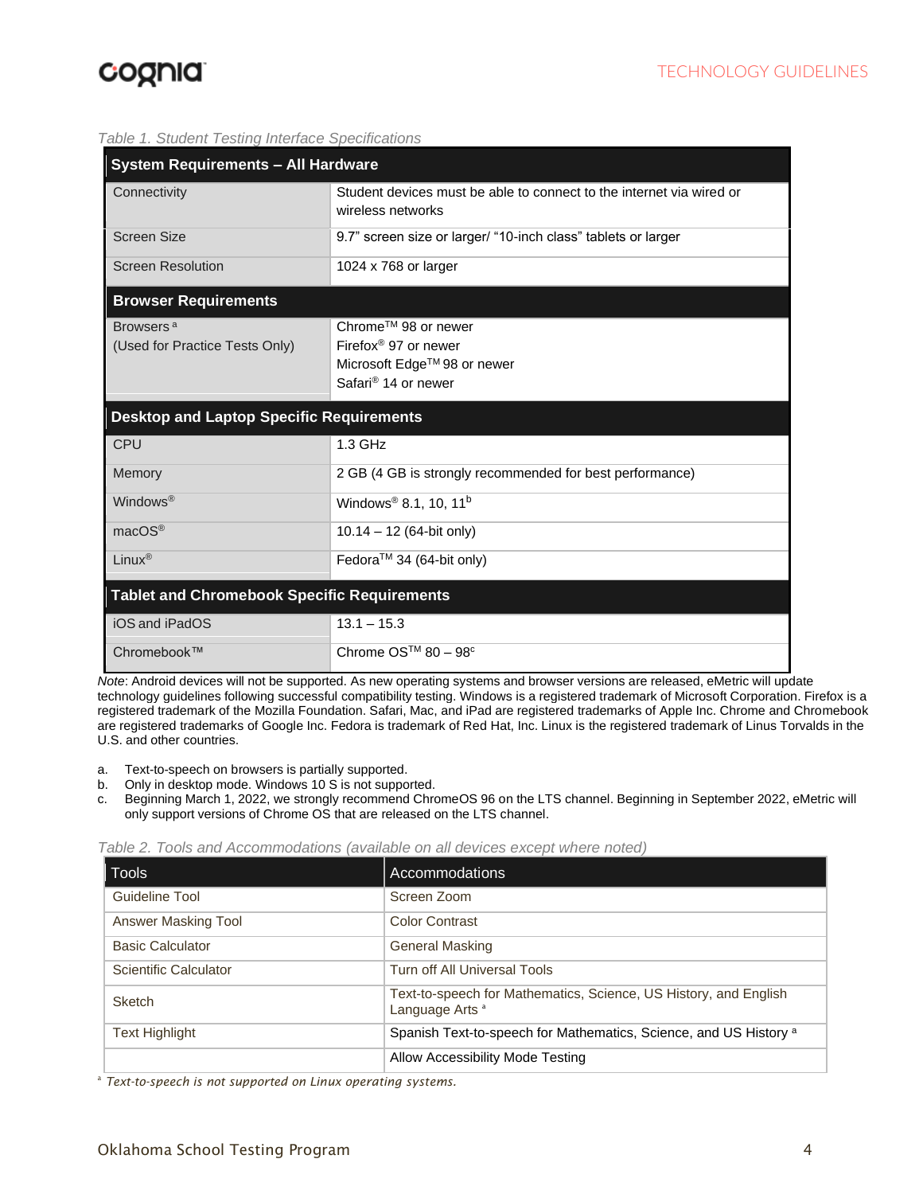*Table 1. Student Testing Interface Specifications*

| System Requirements – All Hardware | |
|---|---|
| Connectivity | Student devices must be able to connect to the internet via wired or wireless networks |
| Screen Size | 9.7" screen size or larger/ "10-inch class" tablets or larger |
| Screen Resolution | 1024 x 768 or larger |
| **Browser Requirements** | |
| Browsers [a] (Used for Practice Tests Only) | Chrome™ 98 or newer<br>Firefox® 97 or newer<br>Microsoft Edge™ 98 or newer<br>Safari® 14 or newer |
| **Desktop and Laptop Specific Requirements** | |
| CPU | 1.3 GHz |
| Memory | 2 GB (4 GB is strongly recommended for best performance) |
| Windows® | Windows® 8.1, 10, 11[b] |
| macOS® | 10.14 – 12 (64-bit only) |
| Linux® | Fedora™ 34 (64-bit only) |
| **Tablet and Chromebook Specific Requirements** | |
| iOS and iPadOS | 13.1 – 15.3 |
| Chromebook™ | Chrome OS™ 80 – 98[c] |

*Note*: Android devices will not be supported. As new operating systems and browser versions are released, eMetric will update technology guidelines following successful compatibility testing. Windows is a registered trademark of Microsoft Corporation. Firefox is a registered trademark of the Mozilla Foundation. Safari, Mac, and iPad are registered trademarks of Apple Inc. Chrome and Chromebook are registered trademarks of Google Inc. Fedora is trademark of Red Hat, Inc. Linux is the registered trademark of Linus Torvalds in the U.S. and other countries.

a. Text-to-speech on browsers is partially supported.
b. Only in desktop mode. Windows 10 S is not supported.
c. Beginning March 1, 2022, we strongly recommend ChromeOS 96 on the LTS channel. Beginning in September 2022, eMetric will only support versions of Chrome OS that are released on the LTS channel.

*Table 2. Tools and Accommodations (available on all devices except where noted)*

| Tools | Accommodations |
|---|---|
| Guideline Tool | Screen Zoom |
| Answer Masking Tool | Color Contrast |
| Basic Calculator | General Masking |
| Scientific Calculator | Turn off All Universal Tools |
| Sketch | Text-to-speech for Mathematics, Science, US History, and English Language Arts [a] |
| Text Highlight | Spanish Text-to-speech for Mathematics, Science, and US History [a] |
| | Allow Accessibility Mode Testing |

[a] *Text-to-speech is not supported on Linux operating systems.*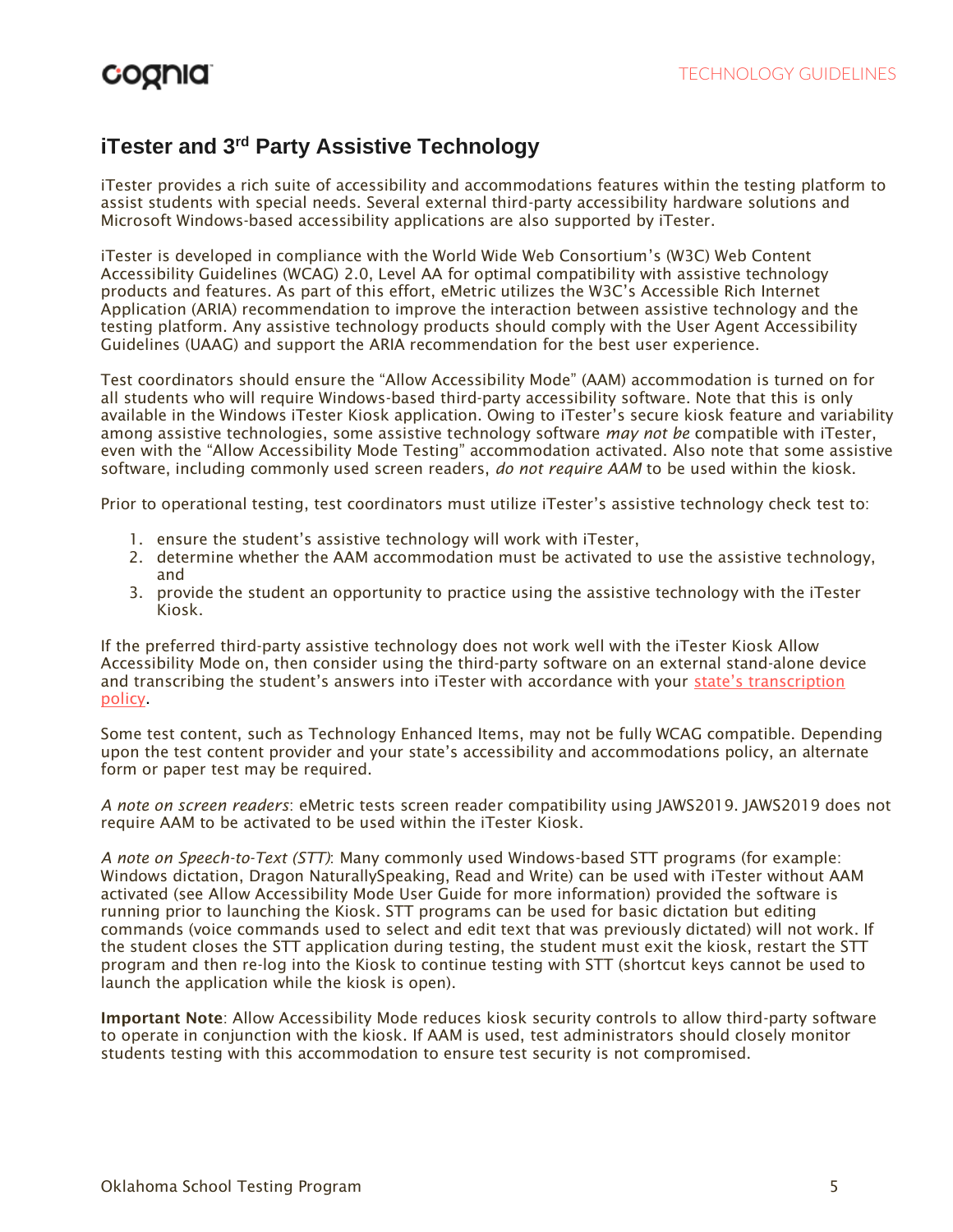## iTester and 3rd Party Assistive Technology

iTester provides a rich suite of accessibility and accommodations features within the testing platform to assist students with special needs. Several external third-party accessibility hardware solutions and Microsoft Windows-based accessibility applications are also supported by iTester.

iTester is developed in compliance with the World Wide Web Consortium's (W3C) Web Content Accessibility Guidelines (WCAG) 2.0, Level AA for optimal compatibility with assistive technology products and features. As part of this effort, eMetric utilizes the W3C's Accessible Rich Internet Application (ARIA) recommendation to improve the interaction between assistive technology and the testing platform. Any assistive technology products should comply with the User Agent Accessibility Guidelines (UAAG) and support the ARIA recommendation for the best user experience.

Test coordinators should ensure the "Allow Accessibility Mode" (AAM) accommodation is turned on for all students who will require Windows-based third-party accessibility software. Note that this is only available in the Windows iTester Kiosk application. Owing to iTester's secure kiosk feature and variability among assistive technologies, some assistive technology software *may not be* compatible with iTester, even with the "Allow Accessibility Mode Testing" accommodation activated. Also note that some assistive software, including commonly used screen readers, *do not require AAM* to be used within the kiosk.

Prior to operational testing, test coordinators must utilize iTester's assistive technology check test to:

1. ensure the student's assistive technology will work with iTester,
2. determine whether the AAM accommodation must be activated to use the assistive technology, and
3. provide the student an opportunity to practice using the assistive technology with the iTester Kiosk.

If the preferred third-party assistive technology does not work well with the iTester Kiosk Allow Accessibility Mode on, then consider using the third-party software on an external stand-alone device and transcribing the student's answers into iTester with accordance with your state's transcription policy.

Some test content, such as Technology Enhanced Items, may not be fully WCAG compatible. Depending upon the test content provider and your state's accessibility and accommodations policy, an alternate form or paper test may be required.

*A note on screen readers*: eMetric tests screen reader compatibility using JAWS2019. JAWS2019 does not require AAM to be activated to be used within the iTester Kiosk.

*A note on Speech-to-Text (STT)*: Many commonly used Windows-based STT programs (for example: Windows dictation, Dragon NaturallySpeaking, Read and Write) can be used with iTester without AAM activated (see Allow Accessibility Mode User Guide for more information) provided the software is running prior to launching the Kiosk. STT programs can be used for basic dictation but editing commands (voice commands used to select and edit text that was previously dictated) will not work. If the student closes the STT application during testing, the student must exit the kiosk, restart the STT program and then re-log into the Kiosk to continue testing with STT (shortcut keys cannot be used to launch the application while the kiosk is open).

**Important Note**: Allow Accessibility Mode reduces kiosk security controls to allow third-party software to operate in conjunction with the kiosk. If AAM is used, test administrators should closely monitor students testing with this accommodation to ensure test security is not compromised.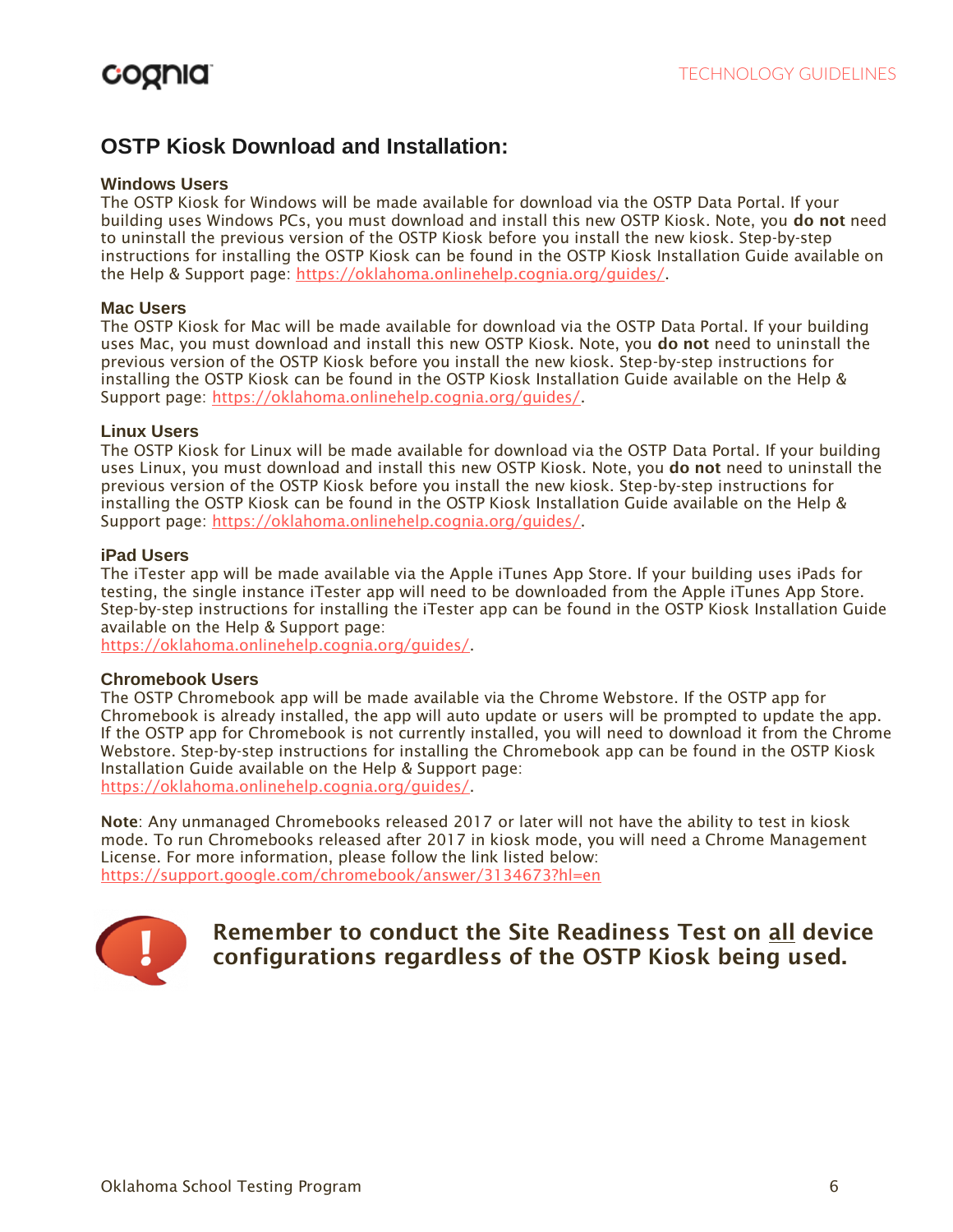## OSTP Kiosk Download and Installation:

### Windows Users

The OSTP Kiosk for Windows will be made available for download via the OSTP Data Portal. If your building uses Windows PCs, you must download and install this new OSTP Kiosk. Note, you **do not** need to uninstall the previous version of the OSTP Kiosk before you install the new kiosk. Step-by-step instructions for installing the OSTP Kiosk can be found in the OSTP Kiosk Installation Guide available on the Help & Support page: https://oklahoma.onlinehelp.cognia.org/guides/.

### Mac Users

The OSTP Kiosk for Mac will be made available for download via the OSTP Data Portal. If your building uses Mac, you must download and install this new OSTP Kiosk. Note, you **do not** need to uninstall the previous version of the OSTP Kiosk before you install the new kiosk. Step-by-step instructions for installing the OSTP Kiosk can be found in the OSTP Kiosk Installation Guide available on the Help & Support page: https://oklahoma.onlinehelp.cognia.org/guides/.

### Linux Users

The OSTP Kiosk for Linux will be made available for download via the OSTP Data Portal. If your building uses Linux, you must download and install this new OSTP Kiosk. Note, you **do not** need to uninstall the previous version of the OSTP Kiosk before you install the new kiosk. Step-by-step instructions for installing the OSTP Kiosk can be found in the OSTP Kiosk Installation Guide available on the Help & Support page: https://oklahoma.onlinehelp.cognia.org/guides/.

### iPad Users

The iTester app will be made available via the Apple iTunes App Store. If your building uses iPads for testing, the single instance iTester app will need to be downloaded from the Apple iTunes App Store. Step-by-step instructions for installing the iTester app can be found in the OSTP Kiosk Installation Guide available on the Help & Support page: https://oklahoma.onlinehelp.cognia.org/guides/.

### Chromebook Users

The OSTP Chromebook app will be made available via the Chrome Webstore. If the OSTP app for Chromebook is already installed, the app will auto update or users will be prompted to update the app. If the OSTP app for Chromebook is not currently installed, you will need to download it from the Chrome Webstore. Step-by-step instructions for installing the Chromebook app can be found in the OSTP Kiosk Installation Guide available on the Help & Support page: https://oklahoma.onlinehelp.cognia.org/guides/.

**Note**: Any unmanaged Chromebooks released 2017 or later will not have the ability to test in kiosk mode. To run Chromebooks released after 2017 in kiosk mode, you will need a Chrome Management License. For more information, please follow the link listed below: https://support.google.com/chromebook/answer/3134673?hl=en

**Remember to conduct the Site Readiness Test on all device configurations regardless of the OSTP Kiosk being used.**